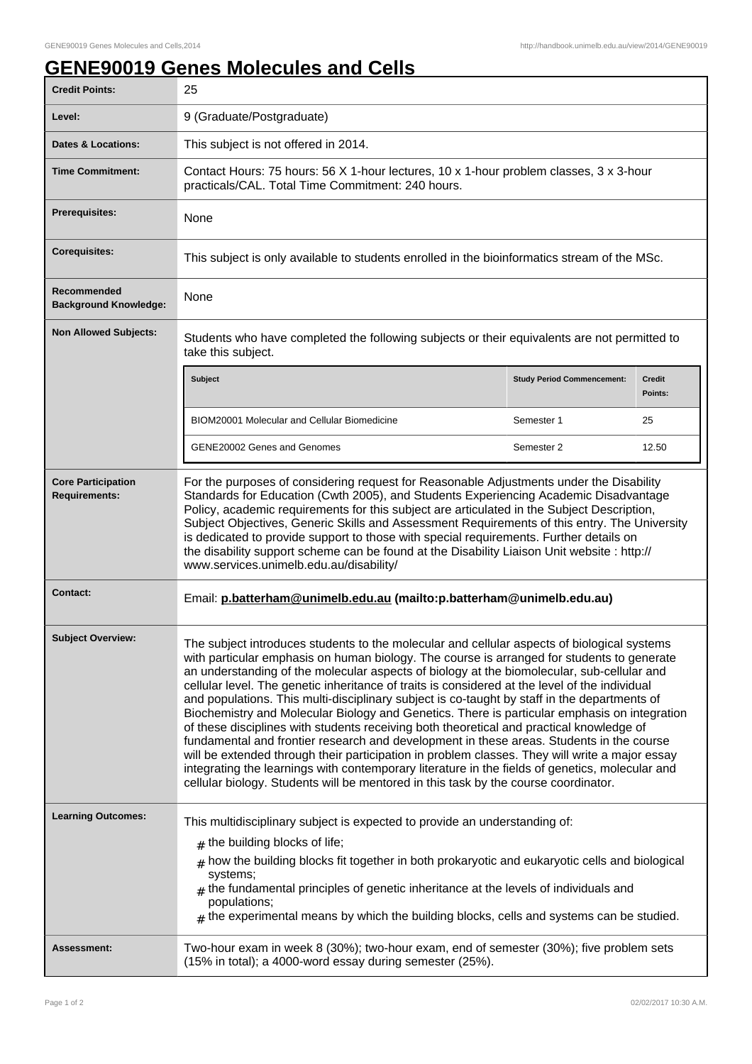# GENE90019 Genes Molecules and Cells

| | |
|---|---|
| **Credit Points:** | 25 |
| **Level:** | 9 (Graduate/Postgraduate) |
| **Dates & Locations:** | This subject is not offered in 2014. |
| **Time Commitment:** | Contact Hours: 75 hours: 56 X 1-hour lectures, 10 x 1-hour problem classes, 3 x 3-hour practicals/CAL. Total Time Commitment: 240 hours. |
| **Prerequisites:** | None |
| **Corequisites:** | This subject is only available to students enrolled in the bioinformatics stream of the MSc. |
| **Recommended Background Knowledge:** | None |
| **Non Allowed Subjects:** | Students who have completed the following subjects or their equivalents are not permitted to take this subject. |

| Subject | Study Period Commencement: | Credit Points: |
|---|---|---|
| BIOM20001 Molecular and Cellular Biomedicine | Semester 1 | 25 |
| GENE20002 Genes and Genomes | Semester 2 | 12.50 |

| | |
|---|---|
| **Core Participation Requirements:** | For the purposes of considering request for Reasonable Adjustments under the Disability Standards for Education (Cwth 2005), and Students Experiencing Academic Disadvantage Policy, academic requirements for this subject are articulated in the Subject Description, Subject Objectives, Generic Skills and Assessment Requirements of this entry. The University is dedicated to provide support to those with special requirements. Further details on the disability support scheme can be found at the Disability Liaison Unit website : http://www.services.unimelb.edu.au/disability/ |
| **Contact:** | Email: **p.batterham@unimelb.edu.au (mailto:p.batterham@unimelb.edu.au)** |
| **Subject Overview:** | The subject introduces students to the molecular and cellular aspects of biological systems with particular emphasis on human biology. The course is arranged for students to generate an understanding of the molecular aspects of biology at the biomolecular, sub-cellular and cellular level. The genetic inheritance of traits is considered at the level of the individual and populations. This multi-disciplinary subject is co-taught by staff in the departments of Biochemistry and Molecular Biology and Genetics. There is particular emphasis on integration of these disciplines with students receiving both theoretical and practical knowledge of fundamental and frontier research and development in these areas. Students in the course will be extended through their participation in problem classes. They will write a major essay integrating the learnings with contemporary literature in the fields of genetics, molecular and cellular biology. Students will be mentored in this task by the course coordinator. |
| **Learning Outcomes:** | This multidisciplinary subject is expected to provide an understanding of:<br># the building blocks of life;<br># how the building blocks fit together in both prokaryotic and eukaryotic cells and biological systems;<br># the fundamental principles of genetic inheritance at the levels of individuals and populations;<br># the experimental means by which the building blocks, cells and systems can be studied. |
| **Assessment:** | Two-hour exam in week 8 (30%); two-hour exam, end of semester (30%); five problem sets (15% in total); a 4000-word essay during semester (25%). |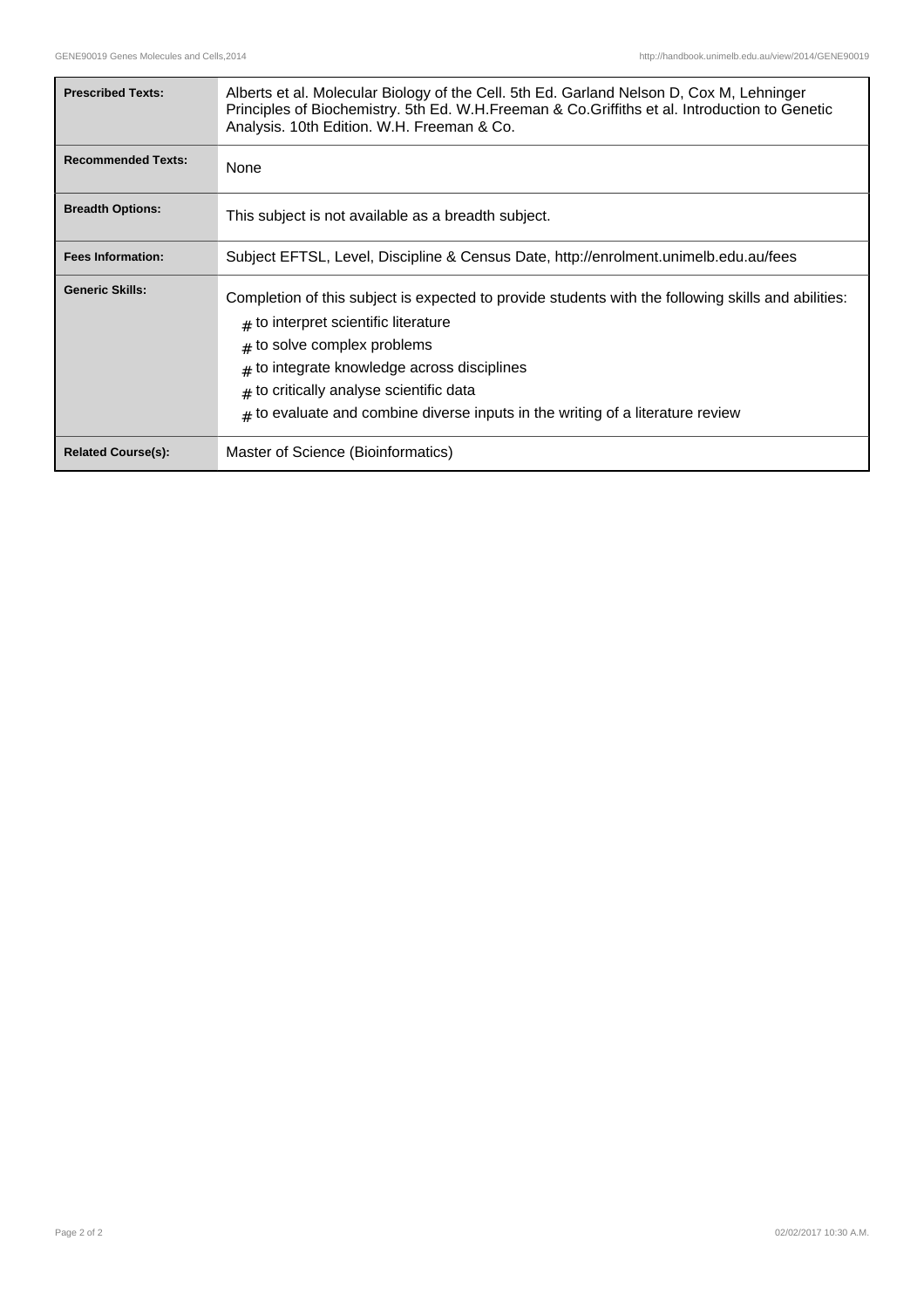| | |
|---|---|
| **Prescribed Texts:** | Alberts et al. Molecular Biology of the Cell. 5th Ed. Garland Nelson D, Cox M, Lehninger Principles of Biochemistry. 5th Ed. W.H.Freeman & Co.Griffiths et al. Introduction to Genetic Analysis. 10th Edition. W.H. Freeman & Co. |
| **Recommended Texts:** | None |
| **Breadth Options:** | This subject is not available as a breadth subject. |
| **Fees Information:** | Subject EFTSL, Level, Discipline & Census Date, http://enrolment.unimelb.edu.au/fees |
| **Generic Skills:** | Completion of this subject is expected to provide students with the following skills and abilities:<br># to interpret scientific literature<br># to solve complex problems<br># to integrate knowledge across disciplines<br># to critically analyse scientific data<br># to evaluate and combine diverse inputs in the writing of a literature review |
| **Related Course(s):** | Master of Science (Bioinformatics) |